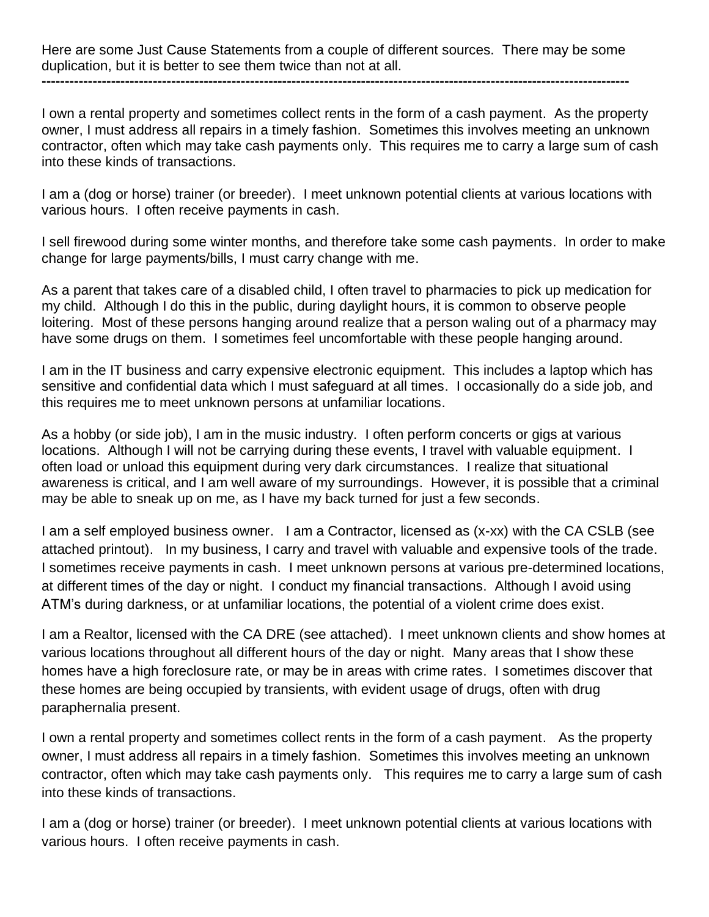Here are some Just Cause Statements from a couple of different sources. There may be some duplication, but it is better to see them twice than not at all.

---

I own a rental property and sometimes collect rents in the form of a cash payment. As the property owner, I must address all repairs in a timely fashion. Sometimes this involves meeting an unknown contractor, often which may take cash payments only. This requires me to carry a large sum of cash into these kinds of transactions.

I am a (dog or horse) trainer (or breeder). I meet unknown potential clients at various locations with various hours. I often receive payments in cash.

I sell firewood during some winter months, and therefore take some cash payments. In order to make change for large payments/bills, I must carry change with me.

As a parent that takes care of a disabled child, I often travel to pharmacies to pick up medication for my child. Although I do this in the public, during daylight hours, it is common to observe people loitering. Most of these persons hanging around realize that a person waling out of a pharmacy may have some drugs on them. I sometimes feel uncomfortable with these people hanging around.

I am in the IT business and carry expensive electronic equipment. This includes a laptop which has sensitive and confidential data which I must safeguard at all times. I occasionally do a side job, and this requires me to meet unknown persons at unfamiliar locations.

As a hobby (or side job), I am in the music industry. I often perform concerts or gigs at various locations. Although I will not be carrying during these events, I travel with valuable equipment. I often load or unload this equipment during very dark circumstances. I realize that situational awareness is critical, and I am well aware of my surroundings. However, it is possible that a criminal may be able to sneak up on me, as I have my back turned for just a few seconds.

I am a self employed business owner. I am a Contractor, licensed as (x-xx) with the CA CSLB (see attached printout). In my business, I carry and travel with valuable and expensive tools of the trade. I sometimes receive payments in cash. I meet unknown persons at various pre-determined locations, at different times of the day or night. I conduct my financial transactions. Although I avoid using ATM's during darkness, or at unfamiliar locations, the potential of a violent crime does exist.

I am a Realtor, licensed with the CA DRE (see attached). I meet unknown clients and show homes at various locations throughout all different hours of the day or night. Many areas that I show these homes have a high foreclosure rate, or may be in areas with crime rates. I sometimes discover that these homes are being occupied by transients, with evident usage of drugs, often with drug paraphernalia present.

I own a rental property and sometimes collect rents in the form of a cash payment. As the property owner, I must address all repairs in a timely fashion. Sometimes this involves meeting an unknown contractor, often which may take cash payments only. This requires me to carry a large sum of cash into these kinds of transactions.

I am a (dog or horse) trainer (or breeder). I meet unknown potential clients at various locations with various hours. I often receive payments in cash.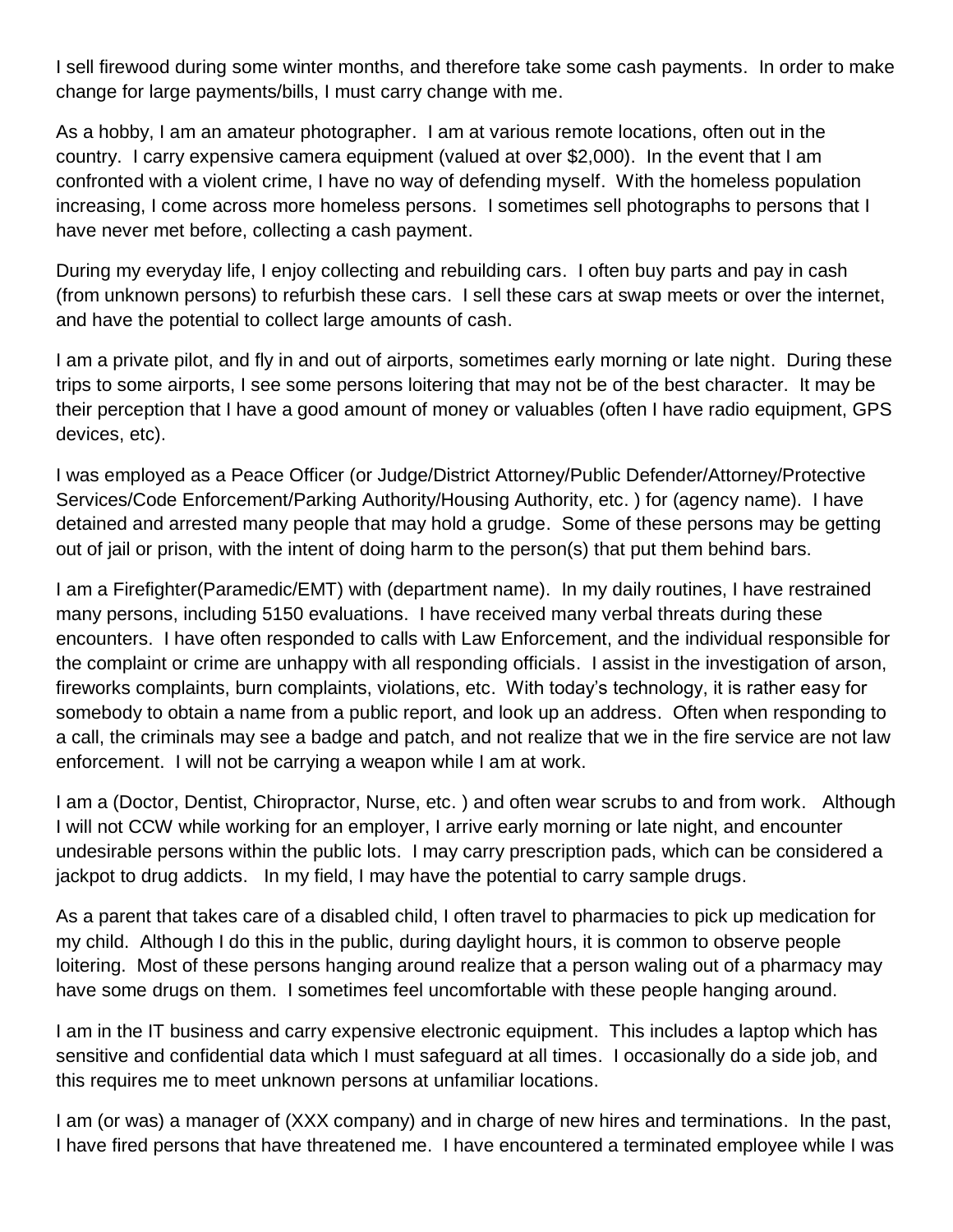I sell firewood during some winter months, and therefore take some cash payments. In order to make change for large payments/bills, I must carry change with me.

As a hobby, I am an amateur photographer. I am at various remote locations, often out in the country. I carry expensive camera equipment (valued at over $2,000). In the event that I am confronted with a violent crime, I have no way of defending myself. With the homeless population increasing, I come across more homeless persons. I sometimes sell photographs to persons that I have never met before, collecting a cash payment.

During my everyday life, I enjoy collecting and rebuilding cars. I often buy parts and pay in cash (from unknown persons) to refurbish these cars. I sell these cars at swap meets or over the internet, and have the potential to collect large amounts of cash.

I am a private pilot, and fly in and out of airports, sometimes early morning or late night. During these trips to some airports, I see some persons loitering that may not be of the best character. It may be their perception that I have a good amount of money or valuables (often I have radio equipment, GPS devices, etc).

I was employed as a Peace Officer (or Judge/District Attorney/Public Defender/Attorney/Protective Services/Code Enforcement/Parking Authority/Housing Authority, etc. ) for (agency name). I have detained and arrested many people that may hold a grudge. Some of these persons may be getting out of jail or prison, with the intent of doing harm to the person(s) that put them behind bars.

I am a Firefighter(Paramedic/EMT) with (department name). In my daily routines, I have restrained many persons, including 5150 evaluations. I have received many verbal threats during these encounters. I have often responded to calls with Law Enforcement, and the individual responsible for the complaint or crime are unhappy with all responding officials. I assist in the investigation of arson, fireworks complaints, burn complaints, violations, etc. With today's technology, it is rather easy for somebody to obtain a name from a public report, and look up an address. Often when responding to a call, the criminals may see a badge and patch, and not realize that we in the fire service are not law enforcement. I will not be carrying a weapon while I am at work.

I am a (Doctor, Dentist, Chiropractor, Nurse, etc. ) and often wear scrubs to and from work. Although I will not CCW while working for an employer, I arrive early morning or late night, and encounter undesirable persons within the public lots. I may carry prescription pads, which can be considered a jackpot to drug addicts. In my field, I may have the potential to carry sample drugs.

As a parent that takes care of a disabled child, I often travel to pharmacies to pick up medication for my child. Although I do this in the public, during daylight hours, it is common to observe people loitering. Most of these persons hanging around realize that a person waling out of a pharmacy may have some drugs on them. I sometimes feel uncomfortable with these people hanging around.

I am in the IT business and carry expensive electronic equipment. This includes a laptop which has sensitive and confidential data which I must safeguard at all times. I occasionally do a side job, and this requires me to meet unknown persons at unfamiliar locations.

I am (or was) a manager of (XXX company) and in charge of new hires and terminations. In the past, I have fired persons that have threatened me. I have encountered a terminated employee while I was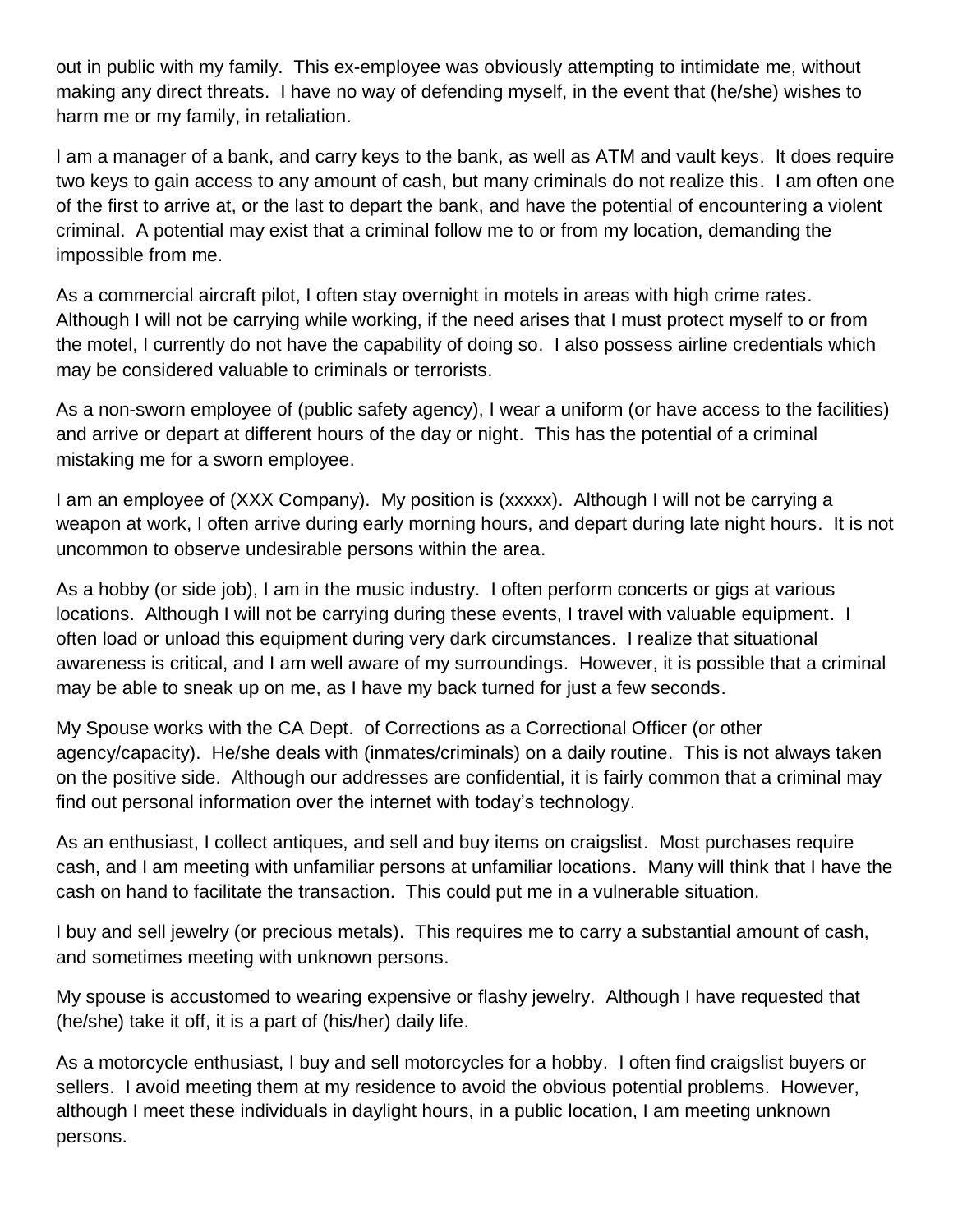out in public with my family. This ex-employee was obviously attempting to intimidate me, without making any direct threats. I have no way of defending myself, in the event that (he/she) wishes to harm me or my family, in retaliation.

I am a manager of a bank, and carry keys to the bank, as well as ATM and vault keys. It does require two keys to gain access to any amount of cash, but many criminals do not realize this. I am often one of the first to arrive at, or the last to depart the bank, and have the potential of encountering a violent criminal. A potential may exist that a criminal follow me to or from my location, demanding the impossible from me.

As a commercial aircraft pilot, I often stay overnight in motels in areas with high crime rates. Although I will not be carrying while working, if the need arises that I must protect myself to or from the motel, I currently do not have the capability of doing so. I also possess airline credentials which may be considered valuable to criminals or terrorists.

As a non-sworn employee of (public safety agency), I wear a uniform (or have access to the facilities) and arrive or depart at different hours of the day or night. This has the potential of a criminal mistaking me for a sworn employee.

I am an employee of (XXX Company). My position is (xxxxx). Although I will not be carrying a weapon at work, I often arrive during early morning hours, and depart during late night hours. It is not uncommon to observe undesirable persons within the area.

As a hobby (or side job), I am in the music industry. I often perform concerts or gigs at various locations. Although I will not be carrying during these events, I travel with valuable equipment. I often load or unload this equipment during very dark circumstances. I realize that situational awareness is critical, and I am well aware of my surroundings. However, it is possible that a criminal may be able to sneak up on me, as I have my back turned for just a few seconds.

My Spouse works with the CA Dept. of Corrections as a Correctional Officer (or other agency/capacity). He/she deals with (inmates/criminals) on a daily routine. This is not always taken on the positive side. Although our addresses are confidential, it is fairly common that a criminal may find out personal information over the internet with today's technology.

As an enthusiast, I collect antiques, and sell and buy items on craigslist. Most purchases require cash, and I am meeting with unfamiliar persons at unfamiliar locations. Many will think that I have the cash on hand to facilitate the transaction. This could put me in a vulnerable situation.

I buy and sell jewelry (or precious metals). This requires me to carry a substantial amount of cash, and sometimes meeting with unknown persons.

My spouse is accustomed to wearing expensive or flashy jewelry. Although I have requested that (he/she) take it off, it is a part of (his/her) daily life.

As a motorcycle enthusiast, I buy and sell motorcycles for a hobby. I often find craigslist buyers or sellers. I avoid meeting them at my residence to avoid the obvious potential problems. However, although I meet these individuals in daylight hours, in a public location, I am meeting unknown persons.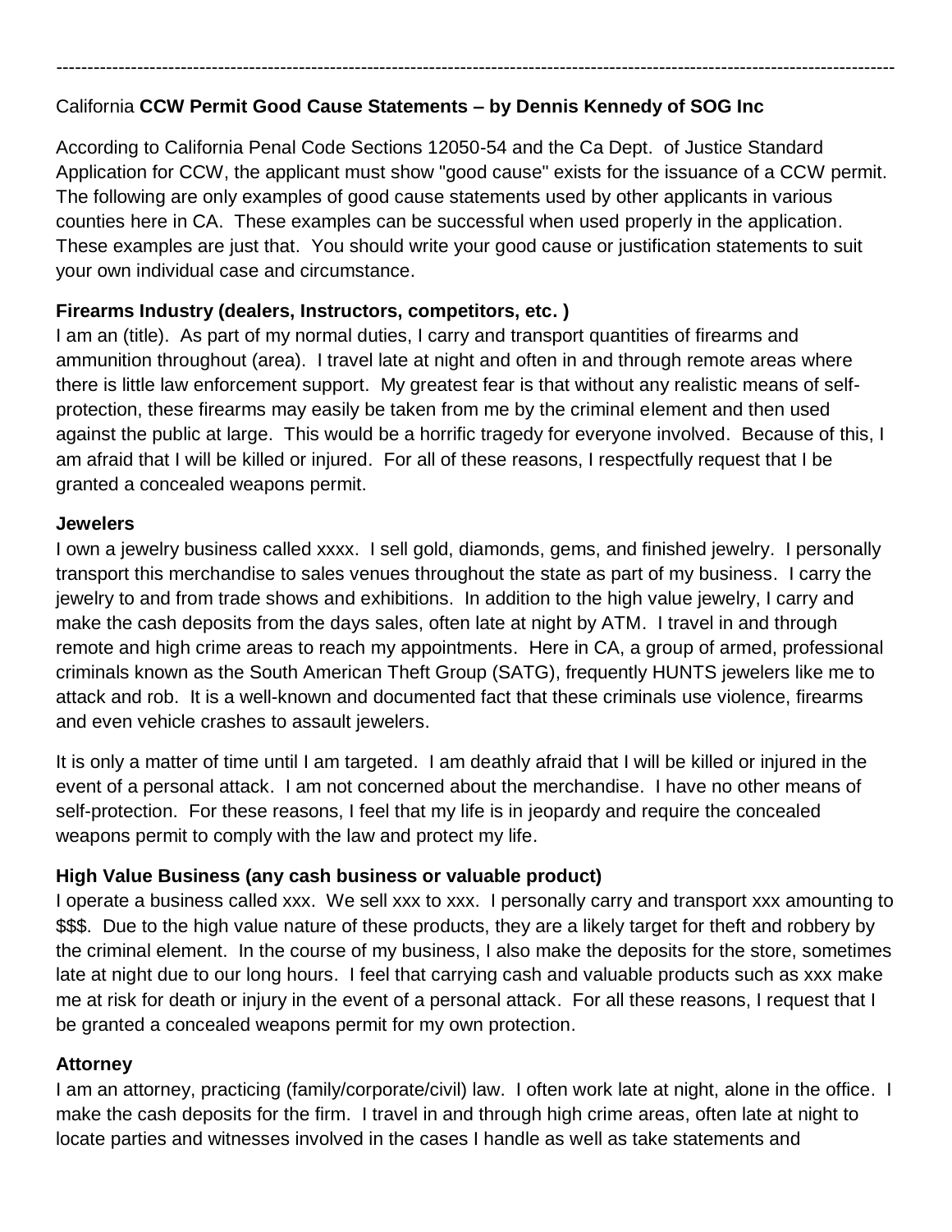---

California **CCW Permit Good Cause Statements – by Dennis Kennedy of SOG Inc**

According to California Penal Code Sections 12050-54 and the Ca Dept. of Justice Standard Application for CCW, the applicant must show "good cause" exists for the issuance of a CCW permit. The following are only examples of good cause statements used by other applicants in various counties here in CA. These examples can be successful when used properly in the application. These examples are just that. You should write your good cause or justification statements to suit your own individual case and circumstance.

**Firearms Industry (dealers, Instructors, competitors, etc. )**

I am an (title). As part of my normal duties, I carry and transport quantities of firearms and ammunition throughout (area). I travel late at night and often in and through remote areas where there is little law enforcement support. My greatest fear is that without any realistic means of self-protection, these firearms may easily be taken from me by the criminal element and then used against the public at large. This would be a horrific tragedy for everyone involved. Because of this, I am afraid that I will be killed or injured. For all of these reasons, I respectfully request that I be granted a concealed weapons permit.

**Jewelers**

I own a jewelry business called xxxx. I sell gold, diamonds, gems, and finished jewelry. I personally transport this merchandise to sales venues throughout the state as part of my business. I carry the jewelry to and from trade shows and exhibitions. In addition to the high value jewelry, I carry and make the cash deposits from the days sales, often late at night by ATM. I travel in and through remote and high crime areas to reach my appointments. Here in CA, a group of armed, professional criminals known as the South American Theft Group (SATG), frequently HUNTS jewelers like me to attack and rob. It is a well-known and documented fact that these criminals use violence, firearms and even vehicle crashes to assault jewelers.

It is only a matter of time until I am targeted. I am deathly afraid that I will be killed or injured in the event of a personal attack. I am not concerned about the merchandise. I have no other means of self-protection. For these reasons, I feel that my life is in jeopardy and require the concealed weapons permit to comply with the law and protect my life.

**High Value Business (any cash business or valuable product)**

I operate a business called xxx. We sell xxx to xxx. I personally carry and transport xxx amounting to $$$. Due to the high value nature of these products, they are a likely target for theft and robbery by the criminal element. In the course of my business, I also make the deposits for the store, sometimes late at night due to our long hours. I feel that carrying cash and valuable products such as xxx make me at risk for death or injury in the event of a personal attack. For all these reasons, I request that I be granted a concealed weapons permit for my own protection.

**Attorney**

I am an attorney, practicing (family/corporate/civil) law. I often work late at night, alone in the office. I make the cash deposits for the firm. I travel in and through high crime areas, often late at night to locate parties and witnesses involved in the cases I handle as well as take statements and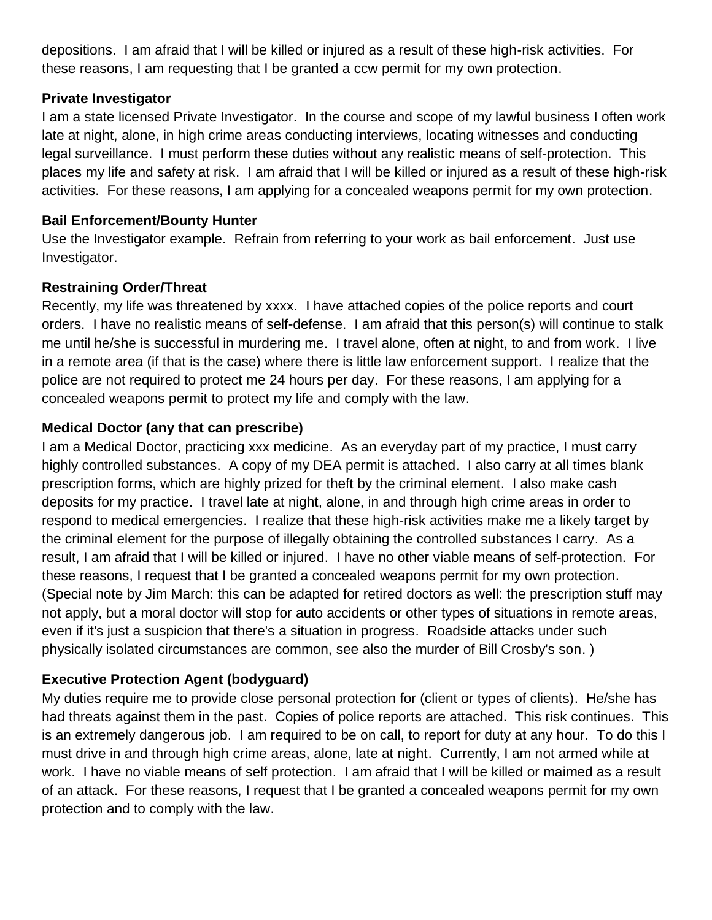depositions. I am afraid that I will be killed or injured as a result of these high-risk activities. For these reasons, I am requesting that I be granted a ccw permit for my own protection.

**Private Investigator**

I am a state licensed Private Investigator. In the course and scope of my lawful business I often work late at night, alone, in high crime areas conducting interviews, locating witnesses and conducting legal surveillance. I must perform these duties without any realistic means of self-protection. This places my life and safety at risk. I am afraid that I will be killed or injured as a result of these high-risk activities. For these reasons, I am applying for a concealed weapons permit for my own protection.

**Bail Enforcement/Bounty Hunter**

Use the Investigator example. Refrain from referring to your work as bail enforcement. Just use Investigator.

**Restraining Order/Threat**

Recently, my life was threatened by xxxx. I have attached copies of the police reports and court orders. I have no realistic means of self-defense. I am afraid that this person(s) will continue to stalk me until he/she is successful in murdering me. I travel alone, often at night, to and from work. I live in a remote area (if that is the case) where there is little law enforcement support. I realize that the police are not required to protect me 24 hours per day. For these reasons, I am applying for a concealed weapons permit to protect my life and comply with the law.

**Medical Doctor (any that can prescribe)**

I am a Medical Doctor, practicing xxx medicine. As an everyday part of my practice, I must carry highly controlled substances. A copy of my DEA permit is attached. I also carry at all times blank prescription forms, which are highly prized for theft by the criminal element. I also make cash deposits for my practice. I travel late at night, alone, in and through high crime areas in order to respond to medical emergencies. I realize that these high-risk activities make me a likely target by the criminal element for the purpose of illegally obtaining the controlled substances I carry. As a result, I am afraid that I will be killed or injured. I have no other viable means of self-protection. For these reasons, I request that I be granted a concealed weapons permit for my own protection. (Special note by Jim March: this can be adapted for retired doctors as well: the prescription stuff may not apply, but a moral doctor will stop for auto accidents or other types of situations in remote areas, even if it's just a suspicion that there's a situation in progress. Roadside attacks under such physically isolated circumstances are common, see also the murder of Bill Crosby's son. )

**Executive Protection Agent (bodyguard)**

My duties require me to provide close personal protection for (client or types of clients). He/she has had threats against them in the past. Copies of police reports are attached. This risk continues. This is an extremely dangerous job. I am required to be on call, to report for duty at any hour. To do this I must drive in and through high crime areas, alone, late at night. Currently, I am not armed while at work. I have no viable means of self protection. I am afraid that I will be killed or maimed as a result of an attack. For these reasons, I request that I be granted a concealed weapons permit for my own protection and to comply with the law.